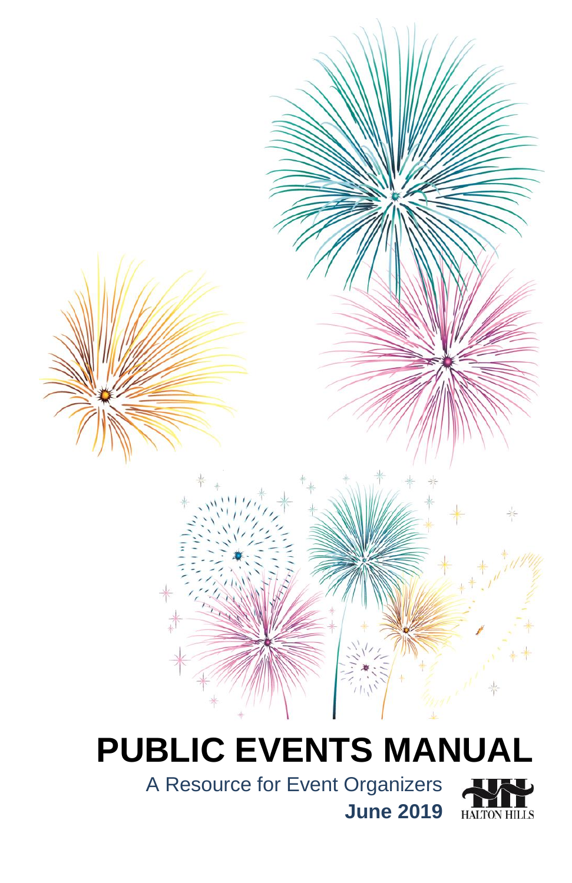# PUBLIC EVENTS MANUAL

A Resource for Event Organizers

**June 2019**

HALTON HILLS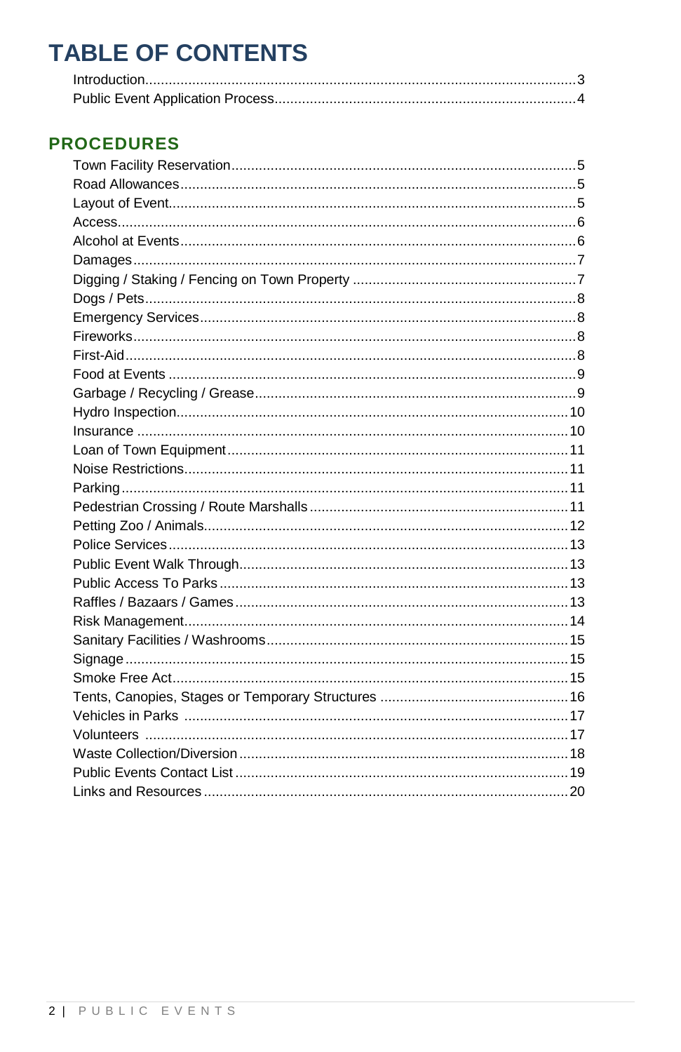# TABLE OF CONTENTS

Introduction.....3
Public Event Application Process.....4

## PROCEDURES

Town Facility Reservation.....5
Road Allowances.....5
Layout of Event.....5
Access.....6
Alcohol at Events.....6
Damages.....7
Digging / Staking / Fencing on Town Property.....7
Dogs / Pets.....8
Emergency Services.....8
Fireworks.....8
First-Aid.....8
Food at Events.....9
Garbage / Recycling / Grease.....9
Hydro Inspection.....10
Insurance.....10
Loan of Town Equipment.....11
Noise Restrictions.....11
Parking.....11
Pedestrian Crossing / Route Marshalls.....11
Petting Zoo / Animals.....12
Police Services.....13
Public Event Walk Through.....13
Public Access To Parks.....13
Raffles / Bazaars / Games.....13
Risk Management.....14
Sanitary Facilities / Washrooms.....15
Signage.....15
Smoke Free Act.....15
Tents, Canopies, Stages or Temporary Structures.....16
Vehicles in Parks.....17
Volunteers.....17
Waste Collection/Diversion.....18
Public Events Contact List.....19
Links and Resources.....20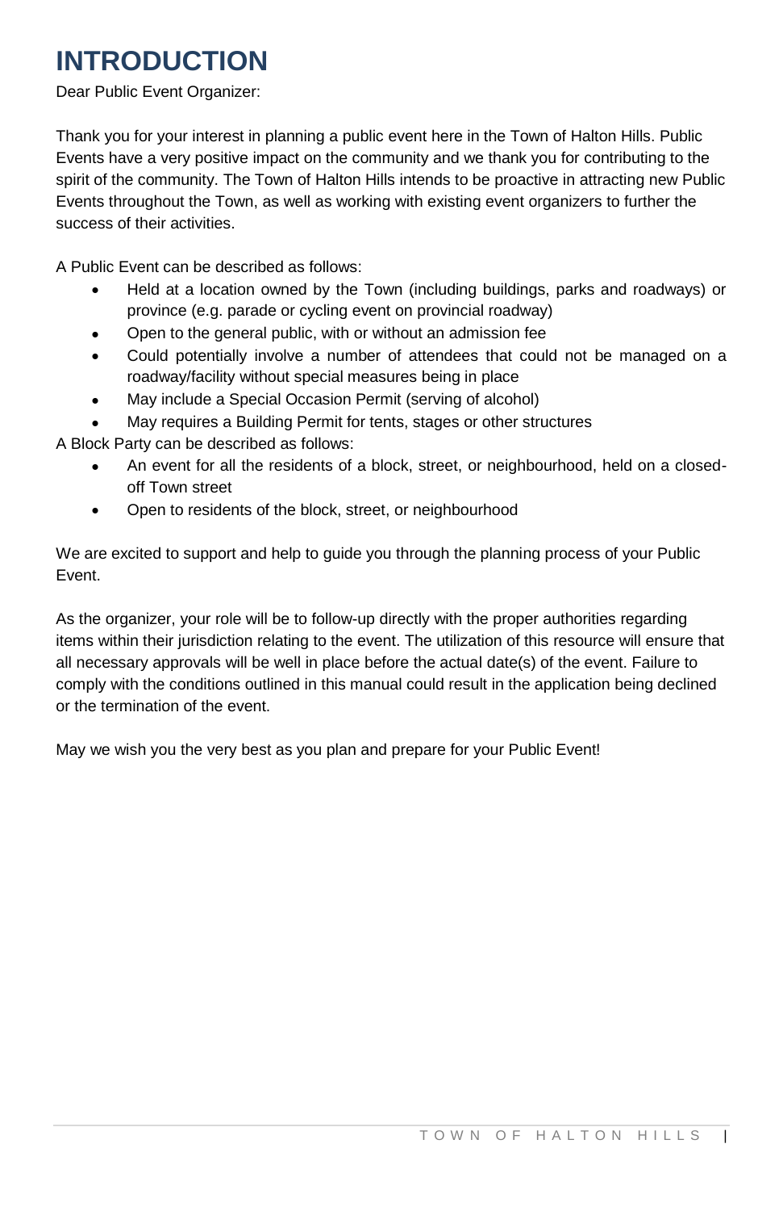# INTRODUCTION

Dear Public Event Organizer:

Thank you for your interest in planning a public event here in the Town of Halton Hills. Public Events have a very positive impact on the community and we thank you for contributing to the spirit of the community. The Town of Halton Hills intends to be proactive in attracting new Public Events throughout the Town, as well as working with existing event organizers to further the success of their activities.

A Public Event can be described as follows:

- Held at a location owned by the Town (including buildings, parks and roadways) or province (e.g. parade or cycling event on provincial roadway)
- Open to the general public, with or without an admission fee
- Could potentially involve a number of attendees that could not be managed on a roadway/facility without special measures being in place
- May include a Special Occasion Permit (serving of alcohol)
- May requires a Building Permit for tents, stages or other structures

A Block Party can be described as follows:

- An event for all the residents of a block, street, or neighbourhood, held on a closed-off Town street
- Open to residents of the block, street, or neighbourhood

We are excited to support and help to guide you through the planning process of your Public Event.

As the organizer, your role will be to follow-up directly with the proper authorities regarding items within their jurisdiction relating to the event. The utilization of this resource will ensure that all necessary approvals will be well in place before the actual date(s) of the event. Failure to comply with the conditions outlined in this manual could result in the application being declined or the termination of the event.

May we wish you the very best as you plan and prepare for your Public Event!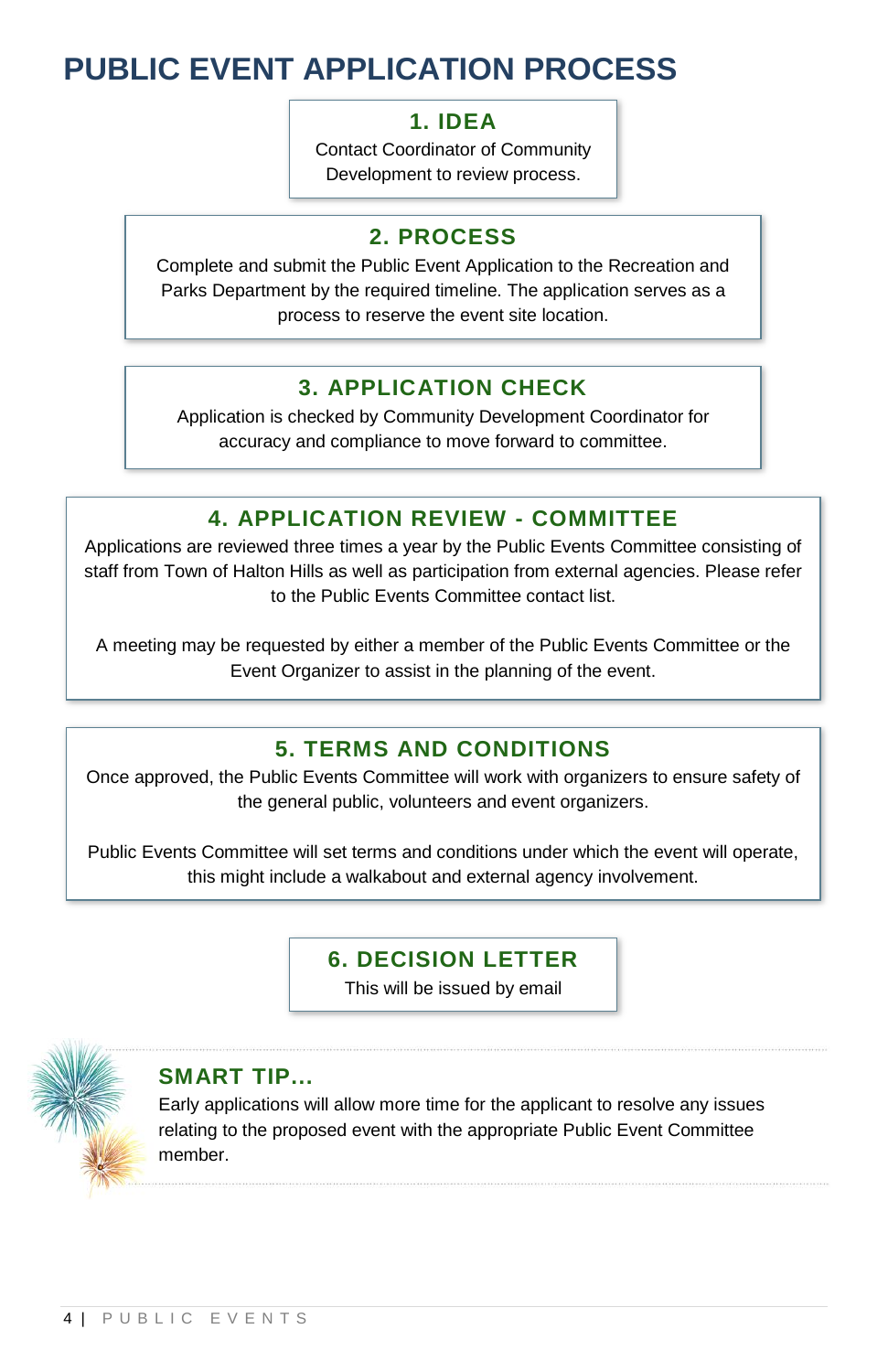# PUBLIC EVENT APPLICATION PROCESS

## 1. IDEA

Contact Coordinator of Community Development to review process.

## 2. PROCESS

Complete and submit the Public Event Application to the Recreation and Parks Department by the required timeline. The application serves as a process to reserve the event site location.

## 3. APPLICATION CHECK

Application is checked by Community Development Coordinator for accuracy and compliance to move forward to committee.

## 4. APPLICATION REVIEW - COMMITTEE

Applications are reviewed three times a year by the Public Events Committee consisting of staff from Town of Halton Hills as well as participation from external agencies. Please refer to the Public Events Committee contact list.

A meeting may be requested by either a member of the Public Events Committee or the Event Organizer to assist in the planning of the event.

## 5. TERMS AND CONDITIONS

Once approved, the Public Events Committee will work with organizers to ensure safety of the general public, volunteers and event organizers.

Public Events Committee will set terms and conditions under which the event will operate, this might include a walkabout and external agency involvement.

## 6. DECISION LETTER

This will be issued by email

### SMART TIP...

Early applications will allow more time for the applicant to resolve any issues relating to the proposed event with the appropriate Public Event Committee member.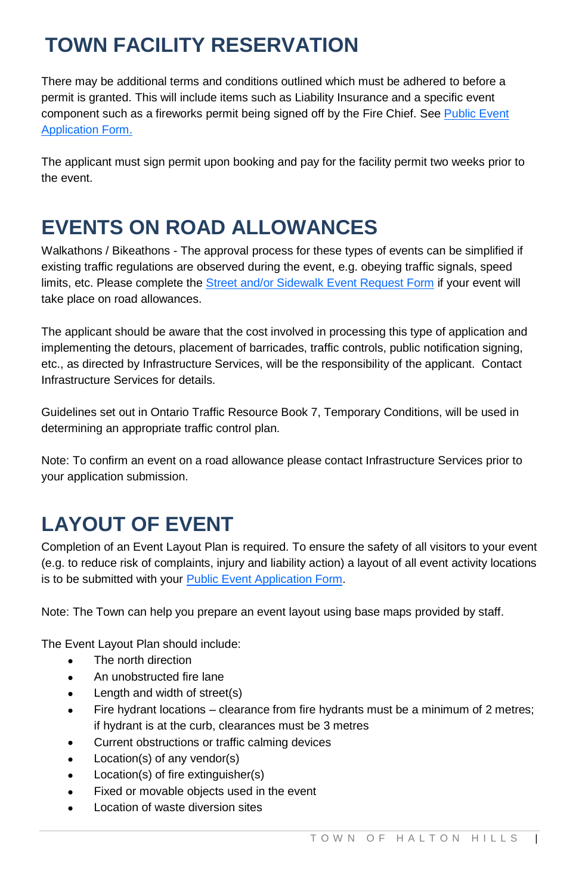# TOWN FACILITY RESERVATION

There may be additional terms and conditions outlined which must be adhered to before a permit is granted. This will include items such as Liability Insurance and a specific event component such as a fireworks permit being signed off by the Fire Chief. See Public Event Application Form.

The applicant must sign permit upon booking and pay for the facility permit two weeks prior to the event.

# EVENTS ON ROAD ALLOWANCES

Walkathons / Bikeathons - The approval process for these types of events can be simplified if existing traffic regulations are observed during the event, e.g. obeying traffic signals, speed limits, etc. Please complete the Street and/or Sidewalk Event Request Form if your event will take place on road allowances.

The applicant should be aware that the cost involved in processing this type of application and implementing the detours, placement of barricades, traffic controls, public notification signing, etc., as directed by Infrastructure Services, will be the responsibility of the applicant. Contact Infrastructure Services for details.

Guidelines set out in Ontario Traffic Resource Book 7, Temporary Conditions, will be used in determining an appropriate traffic control plan.

Note: To confirm an event on a road allowance please contact Infrastructure Services prior to your application submission.

# LAYOUT OF EVENT

Completion of an Event Layout Plan is required. To ensure the safety of all visitors to your event (e.g. to reduce risk of complaints, injury and liability action) a layout of all event activity locations is to be submitted with your Public Event Application Form.

Note: The Town can help you prepare an event layout using base maps provided by staff.

The Event Layout Plan should include:

- The north direction
- An unobstructed fire lane
- Length and width of street(s)
- Fire hydrant locations – clearance from fire hydrants must be a minimum of 2 metres; if hydrant is at the curb, clearances must be 3 metres
- Current obstructions or traffic calming devices
- Location(s) of any vendor(s)
- Location(s) of fire extinguisher(s)
- Fixed or movable objects used in the event
- Location of waste diversion sites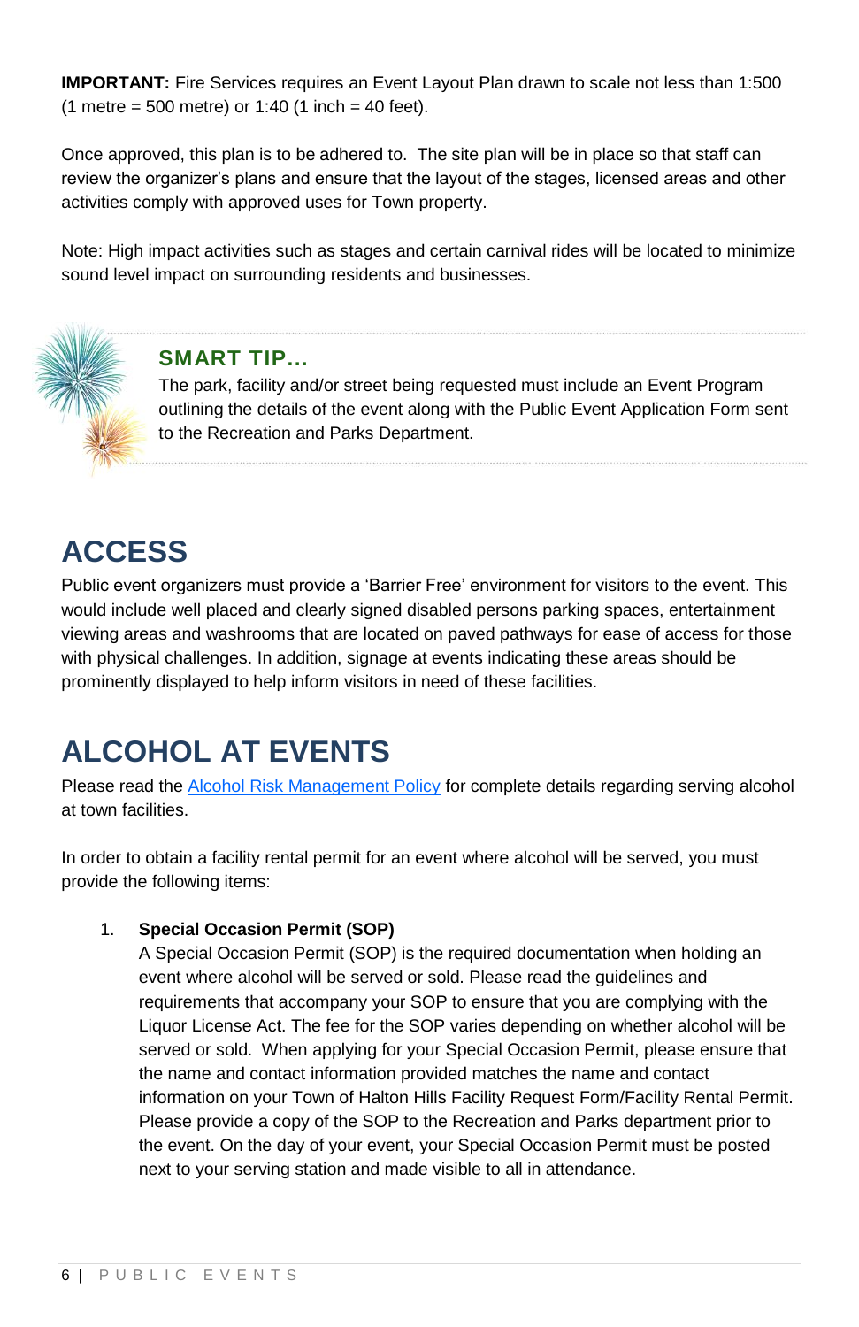**IMPORTANT:** Fire Services requires an Event Layout Plan drawn to scale not less than 1:500 (1 metre = 500 metre) or 1:40 (1 inch = 40 feet).

Once approved, this plan is to be adhered to. The site plan will be in place so that staff can review the organizer's plans and ensure that the layout of the stages, licensed areas and other activities comply with approved uses for Town property.

Note: High impact activities such as stages and certain carnival rides will be located to minimize sound level impact on surrounding residents and businesses.

### SMART TIP…

The park, facility and/or street being requested must include an Event Program outlining the details of the event along with the Public Event Application Form sent to the Recreation and Parks Department.

# ACCESS

Public event organizers must provide a 'Barrier Free' environment for visitors to the event. This would include well placed and clearly signed disabled persons parking spaces, entertainment viewing areas and washrooms that are located on paved pathways for ease of access for those with physical challenges. In addition, signage at events indicating these areas should be prominently displayed to help inform visitors in need of these facilities.

# ALCOHOL AT EVENTS

Please read the Alcohol Risk Management Policy for complete details regarding serving alcohol at town facilities.

In order to obtain a facility rental permit for an event where alcohol will be served, you must provide the following items:

1. **Special Occasion Permit (SOP)**
   A Special Occasion Permit (SOP) is the required documentation when holding an event where alcohol will be served or sold. Please read the guidelines and requirements that accompany your SOP to ensure that you are complying with the Liquor License Act. The fee for the SOP varies depending on whether alcohol will be served or sold. When applying for your Special Occasion Permit, please ensure that the name and contact information provided matches the name and contact information on your Town of Halton Hills Facility Request Form/Facility Rental Permit. Please provide a copy of the SOP to the Recreation and Parks department prior to the event. On the day of your event, your Special Occasion Permit must be posted next to your serving station and made visible to all in attendance.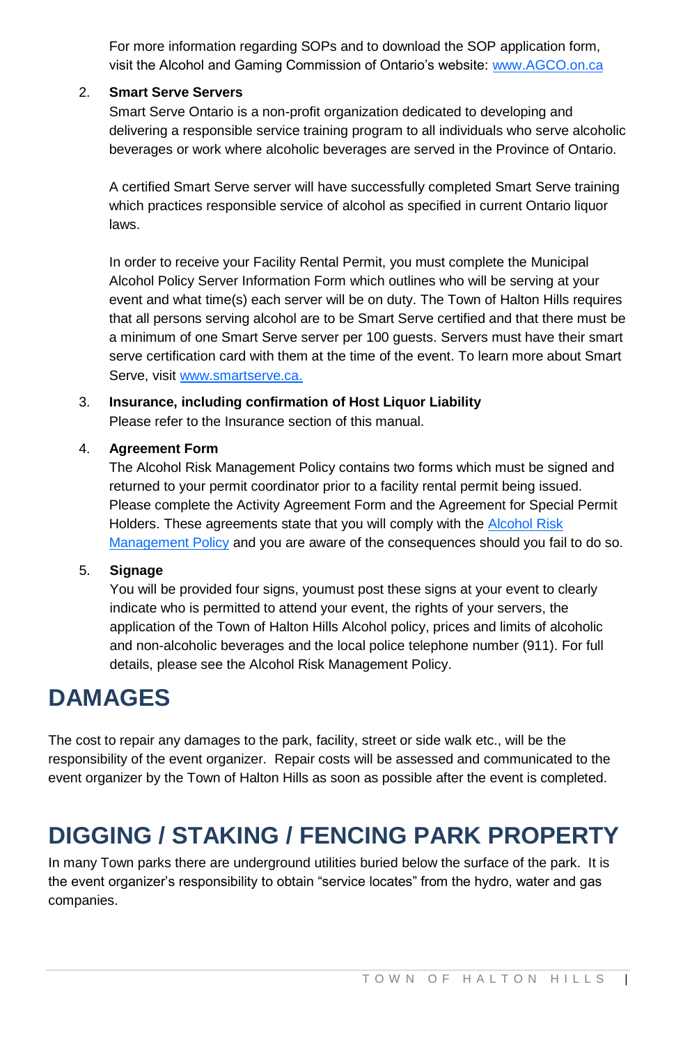For more information regarding SOPs and to download the SOP application form, visit the Alcohol and Gaming Commission of Ontario's website: [www.AGCO.on.ca](http://www.AGCO.on.ca)

2. **Smart Serve Servers**

   Smart Serve Ontario is a non-profit organization dedicated to developing and delivering a responsible service training program to all individuals who serve alcoholic beverages or work where alcoholic beverages are served in the Province of Ontario.

   A certified Smart Serve server will have successfully completed Smart Serve training which practices responsible service of alcohol as specified in current Ontario liquor laws.

   In order to receive your Facility Rental Permit, you must complete the Municipal Alcohol Policy Server Information Form which outlines who will be serving at your event and what time(s) each server will be on duty. The Town of Halton Hills requires that all persons serving alcohol are to be Smart Serve certified and that there must be a minimum of one Smart Serve server per 100 guests. Servers must have their smart serve certification card with them at the time of the event. To learn more about Smart Serve, visit [www.smartserve.ca.](http://www.smartserve.ca)

3. **Insurance, including confirmation of Host Liquor Liability**

   Please refer to the Insurance section of this manual.

4. **Agreement Form**

   The Alcohol Risk Management Policy contains two forms which must be signed and returned to your permit coordinator prior to a facility rental permit being issued. Please complete the Activity Agreement Form and the Agreement for Special Permit Holders. These agreements state that you will comply with the Alcohol Risk Management Policy and you are aware of the consequences should you fail to do so.

5. **Signage**

   You will be provided four signs, youmust post these signs at your event to clearly indicate who is permitted to attend your event, the rights of your servers, the application of the Town of Halton Hills Alcohol policy, prices and limits of alcoholic and non-alcoholic beverages and the local police telephone number (911). For full details, please see the Alcohol Risk Management Policy.

# DAMAGES

The cost to repair any damages to the park, facility, street or side walk etc., will be the responsibility of the event organizer. Repair costs will be assessed and communicated to the event organizer by the Town of Halton Hills as soon as possible after the event is completed.

# DIGGING / STAKING / FENCING PARK PROPERTY

In many Town parks there are underground utilities buried below the surface of the park. It is the event organizer's responsibility to obtain "service locates" from the hydro, water and gas companies.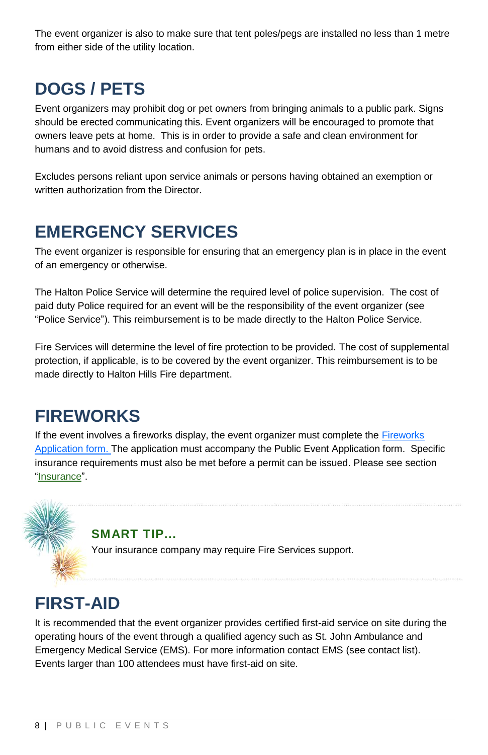The event organizer is also to make sure that tent poles/pegs are installed no less than 1 metre from either side of the utility location.

## DOGS / PETS

Event organizers may prohibit dog or pet owners from bringing animals to a public park. Signs should be erected communicating this. Event organizers will be encouraged to promote that owners leave pets at home. This is in order to provide a safe and clean environment for humans and to avoid distress and confusion for pets.

Excludes persons reliant upon service animals or persons having obtained an exemption or written authorization from the Director.

## EMERGENCY SERVICES

The event organizer is responsible for ensuring that an emergency plan is in place in the event of an emergency or otherwise.

The Halton Police Service will determine the required level of police supervision. The cost of paid duty Police required for an event will be the responsibility of the event organizer (see "Police Service"). This reimbursement is to be made directly to the Halton Police Service.

Fire Services will determine the level of fire protection to be provided. The cost of supplemental protection, if applicable, is to be covered by the event organizer. This reimbursement is to be made directly to Halton Hills Fire department.

## FIREWORKS

If the event involves a fireworks display, the event organizer must complete the Fireworks Application form. The application must accompany the Public Event Application form. Specific insurance requirements must also be met before a permit can be issued. Please see section "Insurance".

**SMART TIP…**

Your insurance company may require Fire Services support.

## FIRST-AID

It is recommended that the event organizer provides certified first-aid service on site during the operating hours of the event through a qualified agency such as St. John Ambulance and Emergency Medical Service (EMS). For more information contact EMS (see contact list). Events larger than 100 attendees must have first-aid on site.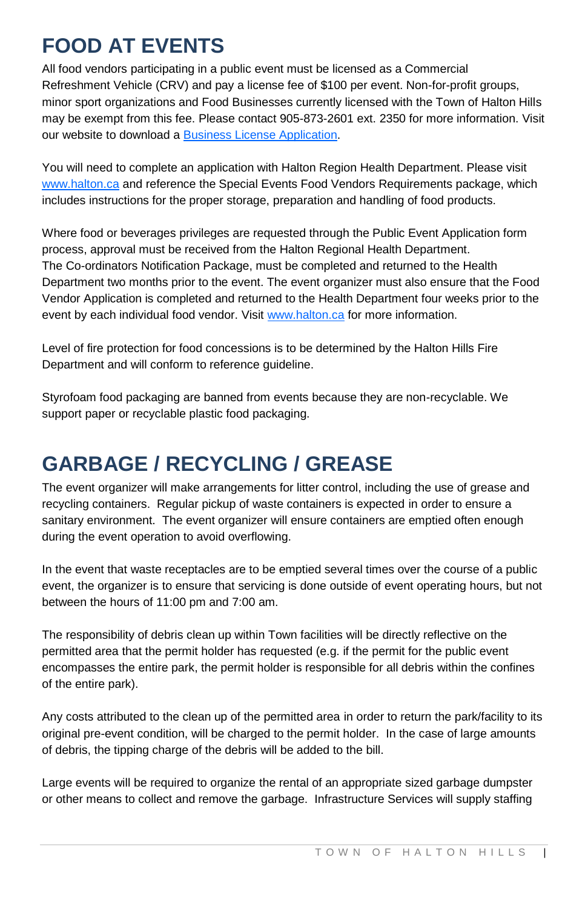# FOOD AT EVENTS

All food vendors participating in a public event must be licensed as a Commercial Refreshment Vehicle (CRV) and pay a license fee of $100 per event. Non-for-profit groups, minor sport organizations and Food Businesses currently licensed with the Town of Halton Hills may be exempt from this fee. Please contact 905-873-2601 ext. 2350 for more information. Visit our website to download a [Business License Application](#).

You will need to complete an application with Halton Region Health Department. Please visit [www.halton.ca](http://www.halton.ca) and reference the Special Events Food Vendors Requirements package, which includes instructions for the proper storage, preparation and handling of food products.

Where food or beverages privileges are requested through the Public Event Application form process, approval must be received from the Halton Regional Health Department. The Co-ordinators Notification Package, must be completed and returned to the Health Department two months prior to the event. The event organizer must also ensure that the Food Vendor Application is completed and returned to the Health Department four weeks prior to the event by each individual food vendor. Visit [www.halton.ca](http://www.halton.ca) for more information.

Level of fire protection for food concessions is to be determined by the Halton Hills Fire Department and will conform to reference guideline.

Styrofoam food packaging are banned from events because they are non-recyclable. We support paper or recyclable plastic food packaging.

# GARBAGE / RECYCLING / GREASE

The event organizer will make arrangements for litter control, including the use of grease and recycling containers. Regular pickup of waste containers is expected in order to ensure a sanitary environment. The event organizer will ensure containers are emptied often enough during the event operation to avoid overflowing.

In the event that waste receptacles are to be emptied several times over the course of a public event, the organizer is to ensure that servicing is done outside of event operating hours, but not between the hours of 11:00 pm and 7:00 am.

The responsibility of debris clean up within Town facilities will be directly reflective on the permitted area that the permit holder has requested (e.g. if the permit for the public event encompasses the entire park, the permit holder is responsible for all debris within the confines of the entire park).

Any costs attributed to the clean up of the permitted area in order to return the park/facility to its original pre-event condition, will be charged to the permit holder. In the case of large amounts of debris, the tipping charge of the debris will be added to the bill.

Large events will be required to organize the rental of an appropriate sized garbage dumpster or other means to collect and remove the garbage. Infrastructure Services will supply staffing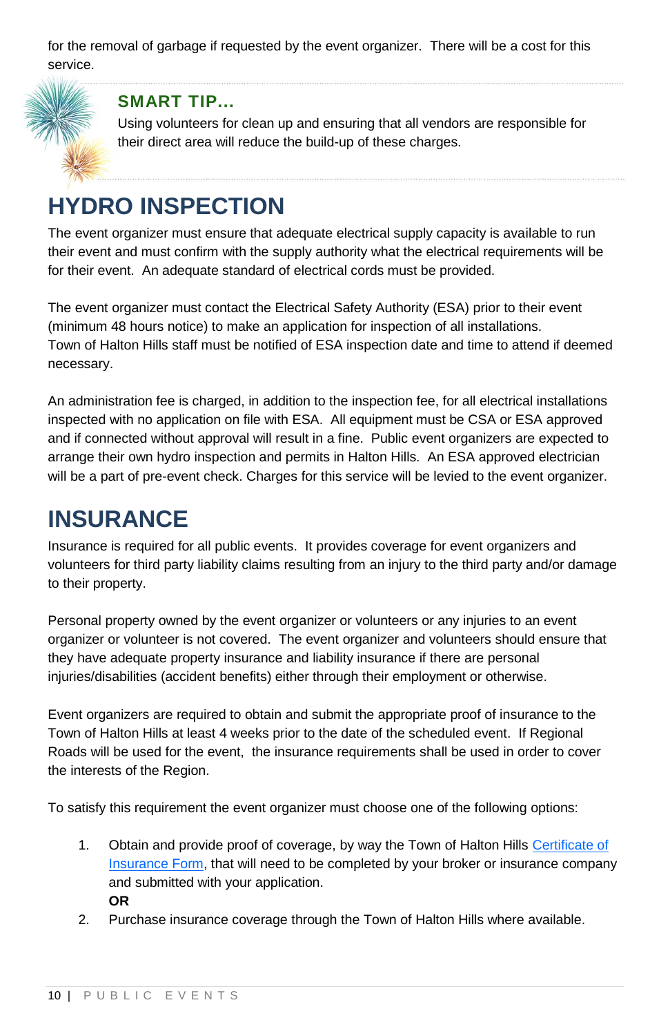for the removal of garbage if requested by the event organizer. There will be a cost for this service.

### SMART TIP...

Using volunteers for clean up and ensuring that all vendors are responsible for their direct area will reduce the build-up of these charges.

# HYDRO INSPECTION

The event organizer must ensure that adequate electrical supply capacity is available to run their event and must confirm with the supply authority what the electrical requirements will be for their event. An adequate standard of electrical cords must be provided.

The event organizer must contact the Electrical Safety Authority (ESA) prior to their event (minimum 48 hours notice) to make an application for inspection of all installations. Town of Halton Hills staff must be notified of ESA inspection date and time to attend if deemed necessary.

An administration fee is charged, in addition to the inspection fee, for all electrical installations inspected with no application on file with ESA. All equipment must be CSA or ESA approved and if connected without approval will result in a fine. Public event organizers are expected to arrange their own hydro inspection and permits in Halton Hills. An ESA approved electrician will be a part of pre-event check. Charges for this service will be levied to the event organizer.

# INSURANCE

Insurance is required for all public events. It provides coverage for event organizers and volunteers for third party liability claims resulting from an injury to the third party and/or damage to their property.

Personal property owned by the event organizer or volunteers or any injuries to an event organizer or volunteer is not covered. The event organizer and volunteers should ensure that they have adequate property insurance and liability insurance if there are personal injuries/disabilities (accident benefits) either through their employment or otherwise.

Event organizers are required to obtain and submit the appropriate proof of insurance to the Town of Halton Hills at least 4 weeks prior to the date of the scheduled event. If Regional Roads will be used for the event, the insurance requirements shall be used in order to cover the interests of the Region.

To satisfy this requirement the event organizer must choose one of the following options:

1. Obtain and provide proof of coverage, by way the Town of Halton Hills Certificate of Insurance Form, that will need to be completed by your broker or insurance company and submitted with your application.
   **OR**
2. Purchase insurance coverage through the Town of Halton Hills where available.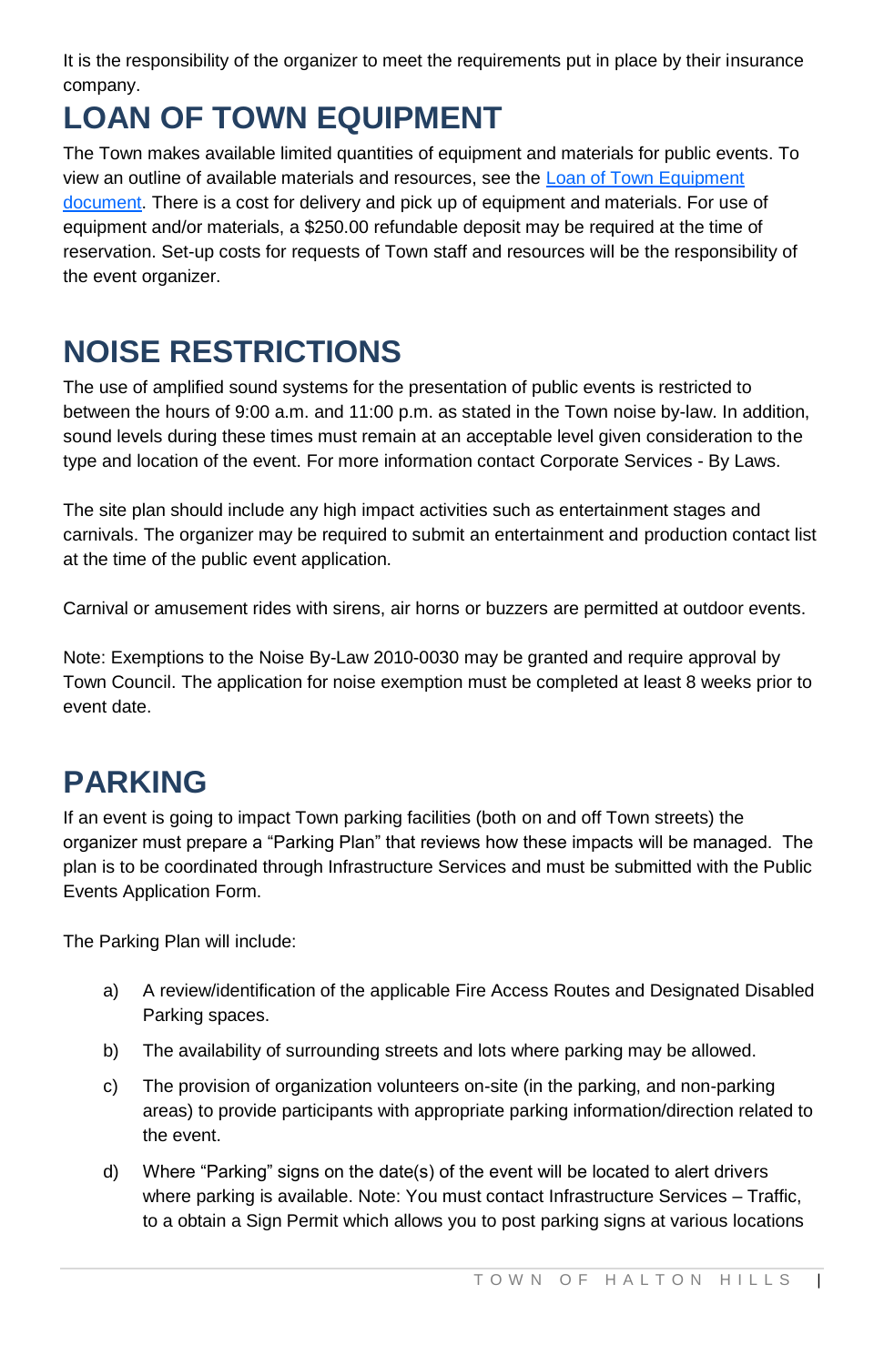It is the responsibility of the organizer to meet the requirements put in place by their insurance company.

# LOAN OF TOWN EQUIPMENT

The Town makes available limited quantities of equipment and materials for public events. To view an outline of available materials and resources, see the [Loan of Town Equipment document](). There is a cost for delivery and pick up of equipment and materials. For use of equipment and/or materials, a $250.00 refundable deposit may be required at the time of reservation. Set-up costs for requests of Town staff and resources will be the responsibility of the event organizer.

# NOISE RESTRICTIONS

The use of amplified sound systems for the presentation of public events is restricted to between the hours of 9:00 a.m. and 11:00 p.m. as stated in the Town noise by-law. In addition, sound levels during these times must remain at an acceptable level given consideration to the type and location of the event. For more information contact Corporate Services - By Laws.

The site plan should include any high impact activities such as entertainment stages and carnivals. The organizer may be required to submit an entertainment and production contact list at the time of the public event application.

Carnival or amusement rides with sirens, air horns or buzzers are permitted at outdoor events.

Note: Exemptions to the Noise By-Law 2010-0030 may be granted and require approval by Town Council. The application for noise exemption must be completed at least 8 weeks prior to event date.

# PARKING

If an event is going to impact Town parking facilities (both on and off Town streets) the organizer must prepare a "Parking Plan" that reviews how these impacts will be managed. The plan is to be coordinated through Infrastructure Services and must be submitted with the Public Events Application Form.

The Parking Plan will include:

a) A review/identification of the applicable Fire Access Routes and Designated Disabled Parking spaces.

b) The availability of surrounding streets and lots where parking may be allowed.

c) The provision of organization volunteers on-site (in the parking, and non-parking areas) to provide participants with appropriate parking information/direction related to the event.

d) Where "Parking" signs on the date(s) of the event will be located to alert drivers where parking is available. Note: You must contact Infrastructure Services – Traffic, to a obtain a Sign Permit which allows you to post parking signs at various locations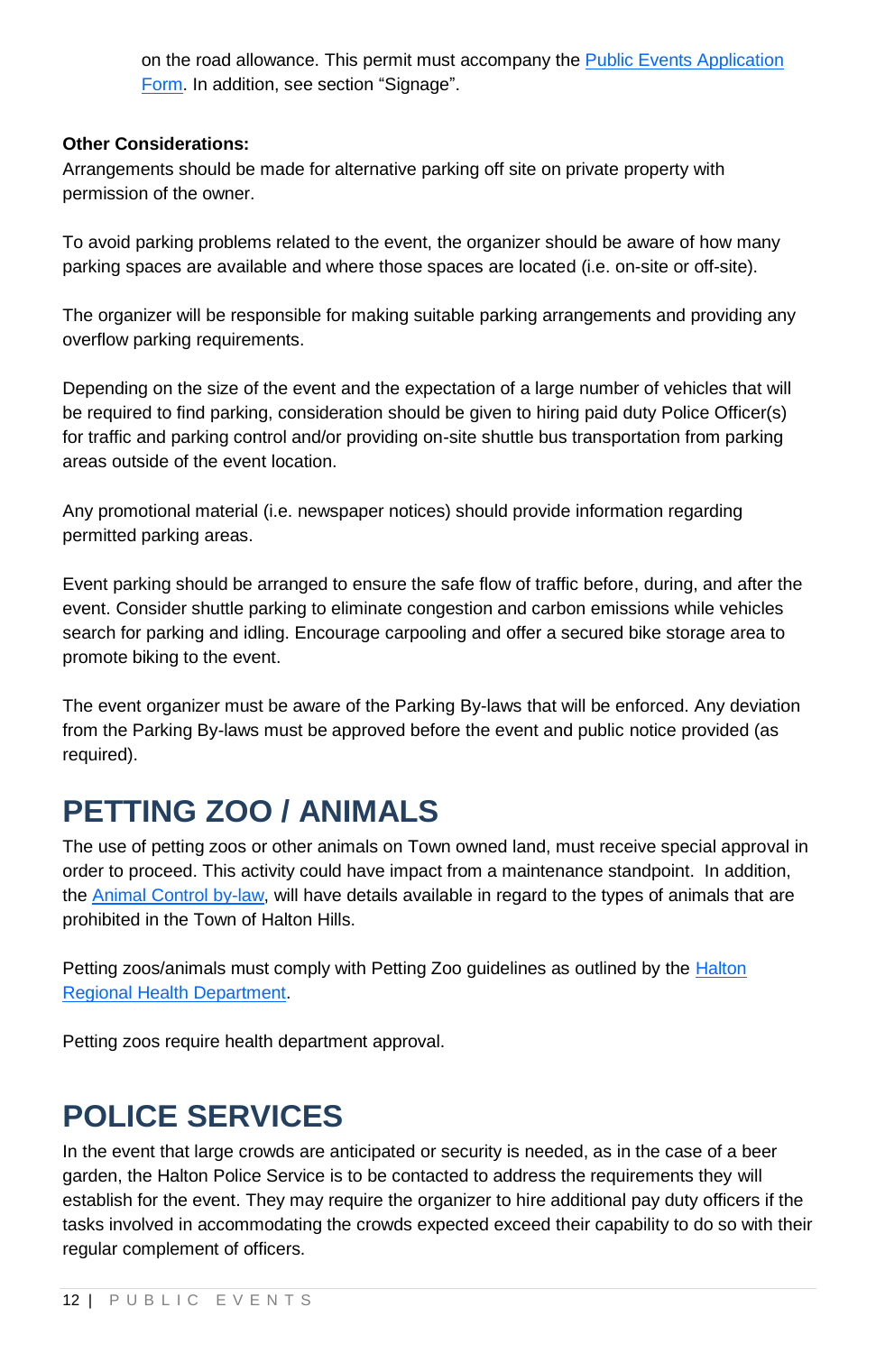on the road allowance. This permit must accompany the [Public Events Application Form](). In addition, see section "Signage".

**Other Considerations:**
Arrangements should be made for alternative parking off site on private property with permission of the owner.

To avoid parking problems related to the event, the organizer should be aware of how many parking spaces are available and where those spaces are located (i.e. on-site or off-site).

The organizer will be responsible for making suitable parking arrangements and providing any overflow parking requirements.

Depending on the size of the event and the expectation of a large number of vehicles that will be required to find parking, consideration should be given to hiring paid duty Police Officer(s) for traffic and parking control and/or providing on-site shuttle bus transportation from parking areas outside of the event location.

Any promotional material (i.e. newspaper notices) should provide information regarding permitted parking areas.

Event parking should be arranged to ensure the safe flow of traffic before, during, and after the event. Consider shuttle parking to eliminate congestion and carbon emissions while vehicles search for parking and idling. Encourage carpooling and offer a secured bike storage area to promote biking to the event.

The event organizer must be aware of the Parking By-laws that will be enforced. Any deviation from the Parking By-laws must be approved before the event and public notice provided (as required).

# PETTING ZOO / ANIMALS

The use of petting zoos or other animals on Town owned land, must receive special approval in order to proceed. This activity could have impact from a maintenance standpoint. In addition, the Animal Control by-law, will have details available in regard to the types of animals that are prohibited in the Town of Halton Hills.

Petting zoos/animals must comply with Petting Zoo guidelines as outlined by the Halton Regional Health Department.

Petting zoos require health department approval.

# POLICE SERVICES

In the event that large crowds are anticipated or security is needed, as in the case of a beer garden, the Halton Police Service is to be contacted to address the requirements they will establish for the event. They may require the organizer to hire additional pay duty officers if the tasks involved in accommodating the crowds expected exceed their capability to do so with their regular complement of officers.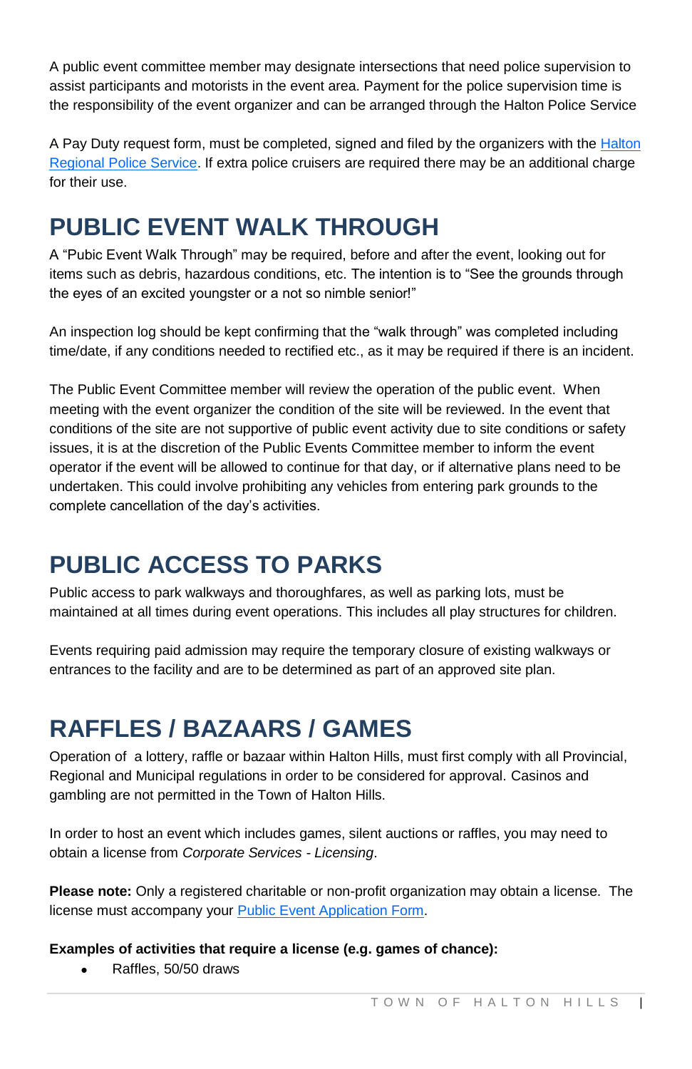A public event committee member may designate intersections that need police supervision to assist participants and motorists in the event area. Payment for the police supervision time is the responsibility of the event organizer and can be arranged through the Halton Police Service

A Pay Duty request form, must be completed, signed and filed by the organizers with the Halton Regional Police Service. If extra police cruisers are required there may be an additional charge for their use.

# PUBLIC EVENT WALK THROUGH

A "Pubic Event Walk Through" may be required, before and after the event, looking out for items such as debris, hazardous conditions, etc. The intention is to "See the grounds through the eyes of an excited youngster or a not so nimble senior!"

An inspection log should be kept confirming that the "walk through" was completed including time/date, if any conditions needed to rectified etc., as it may be required if there is an incident.

The Public Event Committee member will review the operation of the public event. When meeting with the event organizer the condition of the site will be reviewed. In the event that conditions of the site are not supportive of public event activity due to site conditions or safety issues, it is at the discretion of the Public Events Committee member to inform the event operator if the event will be allowed to continue for that day, or if alternative plans need to be undertaken. This could involve prohibiting any vehicles from entering park grounds to the complete cancellation of the day's activities.

# PUBLIC ACCESS TO PARKS

Public access to park walkways and thoroughfares, as well as parking lots, must be maintained at all times during event operations. This includes all play structures for children.

Events requiring paid admission may require the temporary closure of existing walkways or entrances to the facility and are to be determined as part of an approved site plan.

# RAFFLES / BAZAARS / GAMES

Operation of a lottery, raffle or bazaar within Halton Hills, must first comply with all Provincial, Regional and Municipal regulations in order to be considered for approval. Casinos and gambling are not permitted in the Town of Halton Hills.

In order to host an event which includes games, silent auctions or raffles, you may need to obtain a license from *Corporate Services - Licensing*.

**Please note:** Only a registered charitable or non-profit organization may obtain a license. The license must accompany your Public Event Application Form.

**Examples of activities that require a license (e.g. games of chance):**

- Raffles, 50/50 draws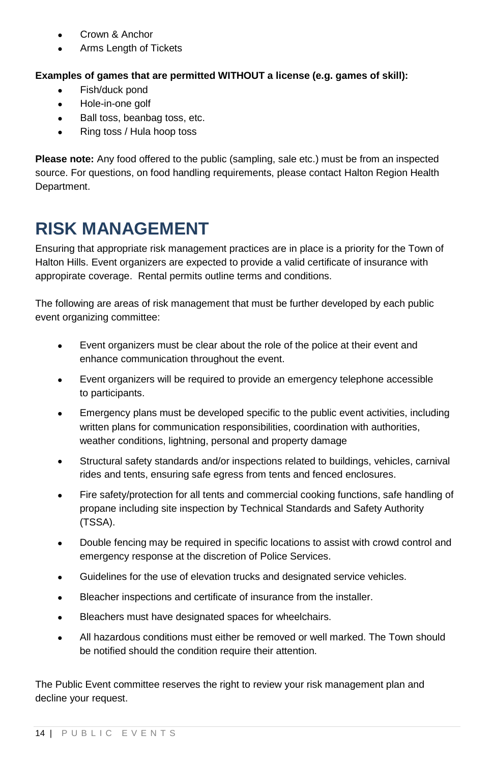- Crown & Anchor
- Arms Length of Tickets

**Examples of games that are permitted WITHOUT a license (e.g. games of skill):**

- Fish/duck pond
- Hole-in-one golf
- Ball toss, beanbag toss, etc.
- Ring toss / Hula hoop toss

**Please note:** Any food offered to the public (sampling, sale etc.) must be from an inspected source. For questions, on food handling requirements, please contact Halton Region Health Department.

# RISK MANAGEMENT

Ensuring that appropriate risk management practices are in place is a priority for the Town of Halton Hills. Event organizers are expected to provide a valid certificate of insurance with appropriate coverage. Rental permits outline terms and conditions.

The following are areas of risk management that must be further developed by each public event organizing committee:

- Event organizers must be clear about the role of the police at their event and enhance communication throughout the event.
- Event organizers will be required to provide an emergency telephone accessible to participants.
- Emergency plans must be developed specific to the public event activities, including written plans for communication responsibilities, coordination with authorities, weather conditions, lightning, personal and property damage
- Structural safety standards and/or inspections related to buildings, vehicles, carnival rides and tents, ensuring safe egress from tents and fenced enclosures.
- Fire safety/protection for all tents and commercial cooking functions, safe handling of propane including site inspection by Technical Standards and Safety Authority (TSSA).
- Double fencing may be required in specific locations to assist with crowd control and emergency response at the discretion of Police Services.
- Guidelines for the use of elevation trucks and designated service vehicles.
- Bleacher inspections and certificate of insurance from the installer.
- Bleachers must have designated spaces for wheelchairs.
- All hazardous conditions must either be removed or well marked. The Town should be notified should the condition require their attention.

The Public Event committee reserves the right to review your risk management plan and decline your request.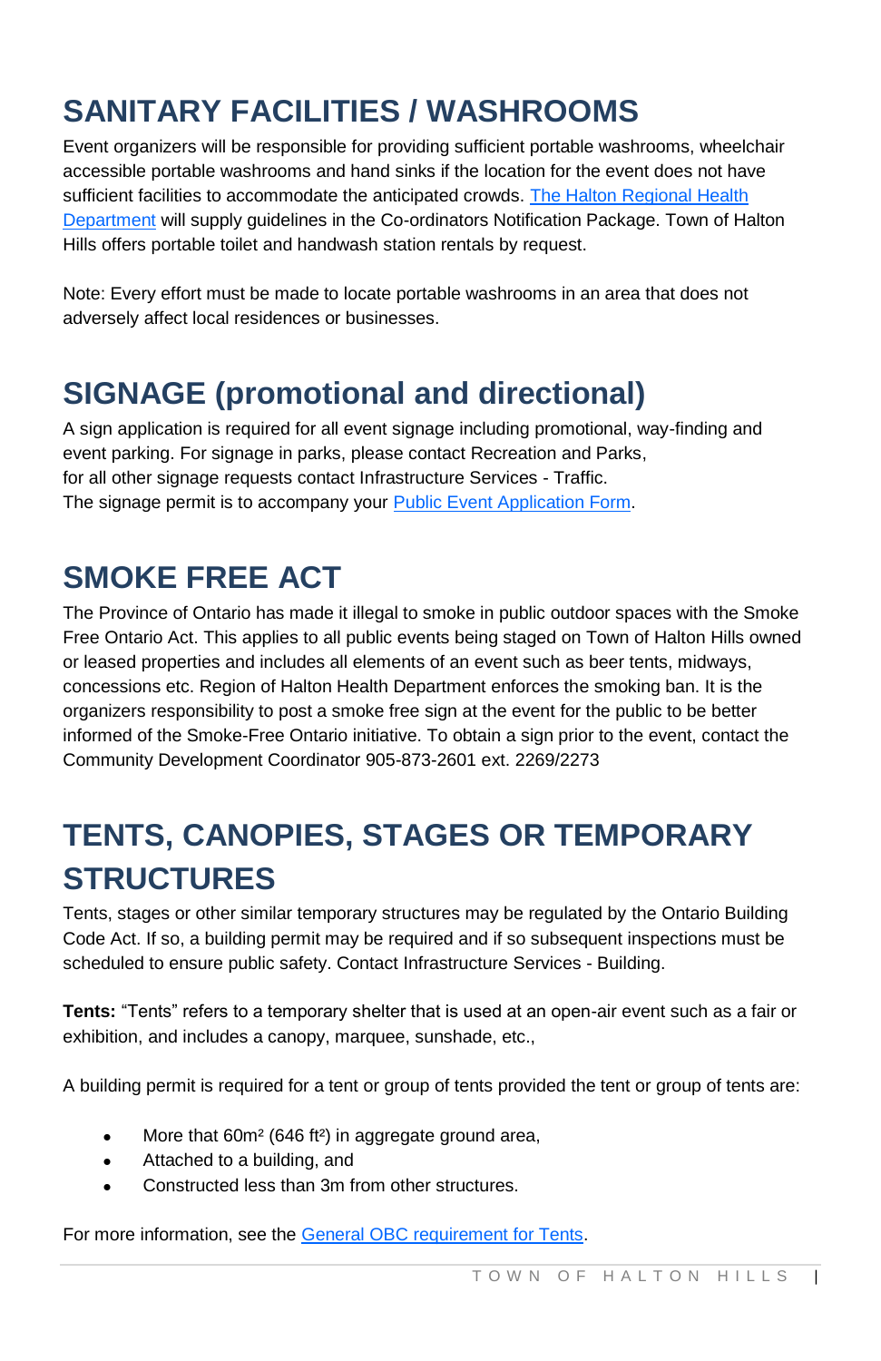# SANITARY FACILITIES / WASHROOMS

Event organizers will be responsible for providing sufficient portable washrooms, wheelchair accessible portable washrooms and hand sinks if the location for the event does not have sufficient facilities to accommodate the anticipated crowds. The Halton Regional Health Department will supply guidelines in the Co-ordinators Notification Package. Town of Halton Hills offers portable toilet and handwash station rentals by request.

Note: Every effort must be made to locate portable washrooms in an area that does not adversely affect local residences or businesses.

# SIGNAGE (promotional and directional)

A sign application is required for all event signage including promotional, way-finding and event parking. For signage in parks, please contact Recreation and Parks, for all other signage requests contact Infrastructure Services - Traffic. The signage permit is to accompany your Public Event Application Form.

# SMOKE FREE ACT

The Province of Ontario has made it illegal to smoke in public outdoor spaces with the Smoke Free Ontario Act. This applies to all public events being staged on Town of Halton Hills owned or leased properties and includes all elements of an event such as beer tents, midways, concessions etc. Region of Halton Health Department enforces the smoking ban. It is the organizers responsibility to post a smoke free sign at the event for the public to be better informed of the Smoke-Free Ontario initiative. To obtain a sign prior to the event, contact the Community Development Coordinator 905-873-2601 ext. 2269/2273

# TENTS, CANOPIES, STAGES OR TEMPORARY STRUCTURES

Tents, stages or other similar temporary structures may be regulated by the Ontario Building Code Act. If so, a building permit may be required and if so subsequent inspections must be scheduled to ensure public safety. Contact Infrastructure Services - Building.

**Tents:** “Tents” refers to a temporary shelter that is used at an open-air event such as a fair or exhibition, and includes a canopy, marquee, sunshade, etc.,

A building permit is required for a tent or group of tents provided the tent or group of tents are:

- More that 60m² (646 ft²) in aggregate ground area,
- Attached to a building, and
- Constructed less than 3m from other structures.

For more information, see the General OBC requirement for Tents.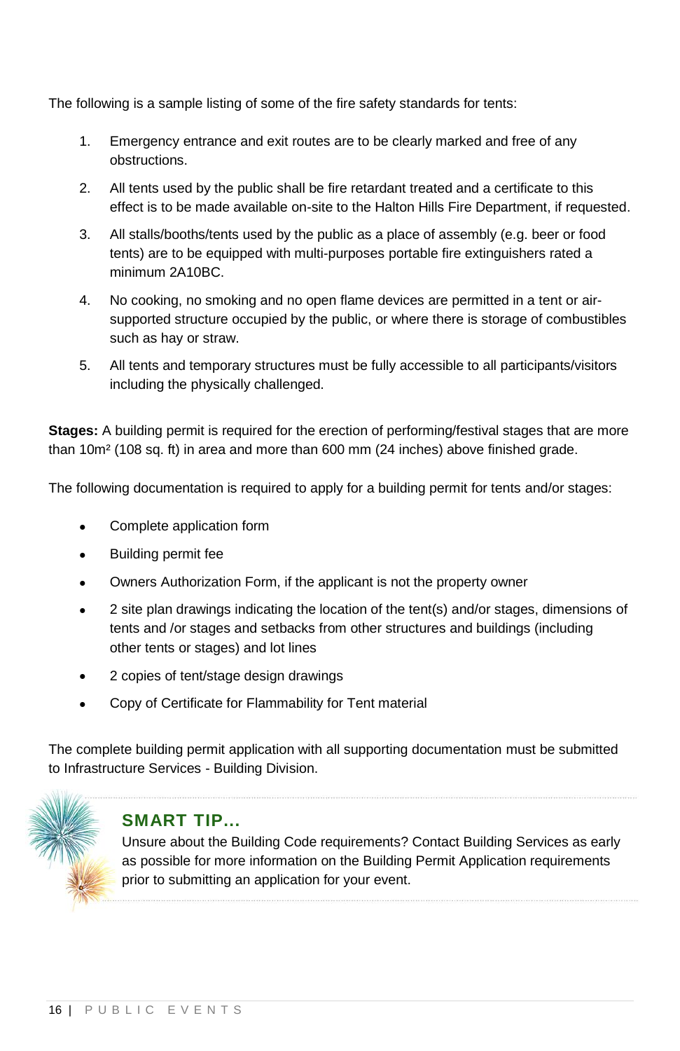The following is a sample listing of some of the fire safety standards for tents:

1. Emergency entrance and exit routes are to be clearly marked and free of any obstructions.
2. All tents used by the public shall be fire retardant treated and a certificate to this effect is to be made available on-site to the Halton Hills Fire Department, if requested.
3. All stalls/booths/tents used by the public as a place of assembly (e.g. beer or food tents) are to be equipped with multi-purposes portable fire extinguishers rated a minimum 2A10BC.
4. No cooking, no smoking and no open flame devices are permitted in a tent or air-supported structure occupied by the public, or where there is storage of combustibles such as hay or straw.
5. All tents and temporary structures must be fully accessible to all participants/visitors including the physically challenged.

**Stages:** A building permit is required for the erection of performing/festival stages that are more than 10m² (108 sq. ft) in area and more than 600 mm (24 inches) above finished grade.

The following documentation is required to apply for a building permit for tents and/or stages:

- Complete application form
- Building permit fee
- Owners Authorization Form, if the applicant is not the property owner
- 2 site plan drawings indicating the location of the tent(s) and/or stages, dimensions of tents and /or stages and setbacks from other structures and buildings (including other tents or stages) and lot lines
- 2 copies of tent/stage design drawings
- Copy of Certificate for Flammability for Tent material

The complete building permit application with all supporting documentation must be submitted to Infrastructure Services - Building Division.

### SMART TIP...

Unsure about the Building Code requirements? Contact Building Services as early as possible for more information on the Building Permit Application requirements prior to submitting an application for your event.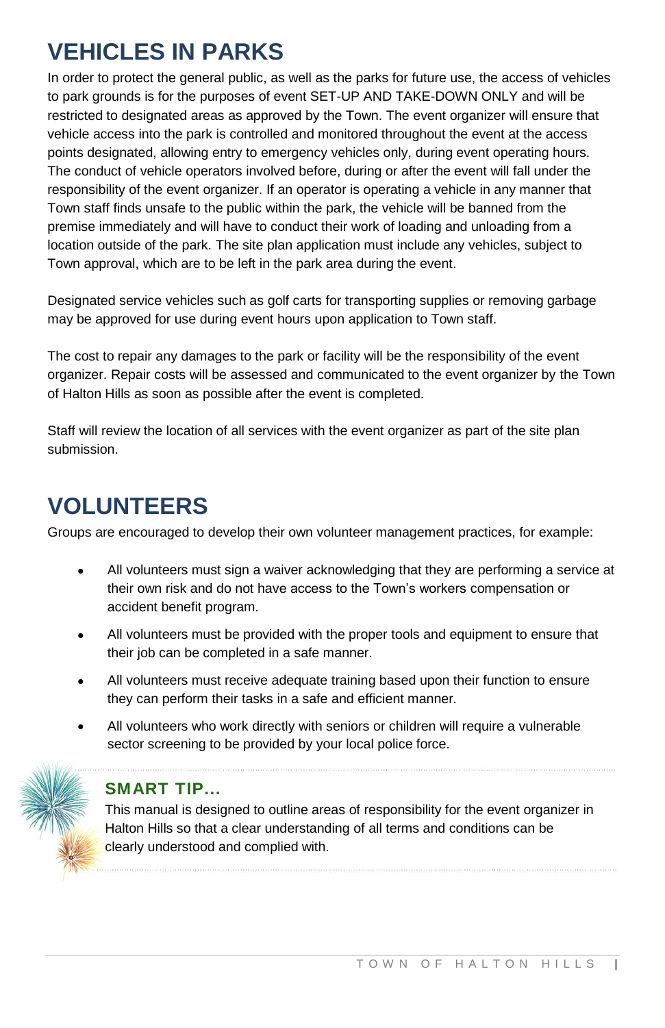# VEHICLES IN PARKS

In order to protect the general public, as well as the parks for future use, the access of vehicles to park grounds is for the purposes of event SET-UP AND TAKE-DOWN ONLY and will be restricted to designated areas as approved by the Town. The event organizer will ensure that vehicle access into the park is controlled and monitored throughout the event at the access points designated, allowing entry to emergency vehicles only, during event operating hours. The conduct of vehicle operators involved before, during or after the event will fall under the responsibility of the event organizer. If an operator is operating a vehicle in any manner that Town staff finds unsafe to the public within the park, the vehicle will be banned from the premise immediately and will have to conduct their work of loading and unloading from a location outside of the park. The site plan application must include any vehicles, subject to Town approval, which are to be left in the park area during the event.

Designated service vehicles such as golf carts for transporting supplies or removing garbage may be approved for use during event hours upon application to Town staff.

The cost to repair any damages to the park or facility will be the responsibility of the event organizer. Repair costs will be assessed and communicated to the event organizer by the Town of Halton Hills as soon as possible after the event is completed.

Staff will review the location of all services with the event organizer as part of the site plan submission.

# VOLUNTEERS

Groups are encouraged to develop their own volunteer management practices, for example:

- All volunteers must sign a waiver acknowledging that they are performing a service at their own risk and do not have access to the Town's workers compensation or accident benefit program.
- All volunteers must be provided with the proper tools and equipment to ensure that their job can be completed in a safe manner.
- All volunteers must receive adequate training based upon their function to ensure they can perform their tasks in a safe and efficient manner.
- All volunteers who work directly with seniors or children will require a vulnerable sector screening to be provided by your local police force.

### SMART TIP...

This manual is designed to outline areas of responsibility for the event organizer in Halton Hills so that a clear understanding of all terms and conditions can be clearly understood and complied with.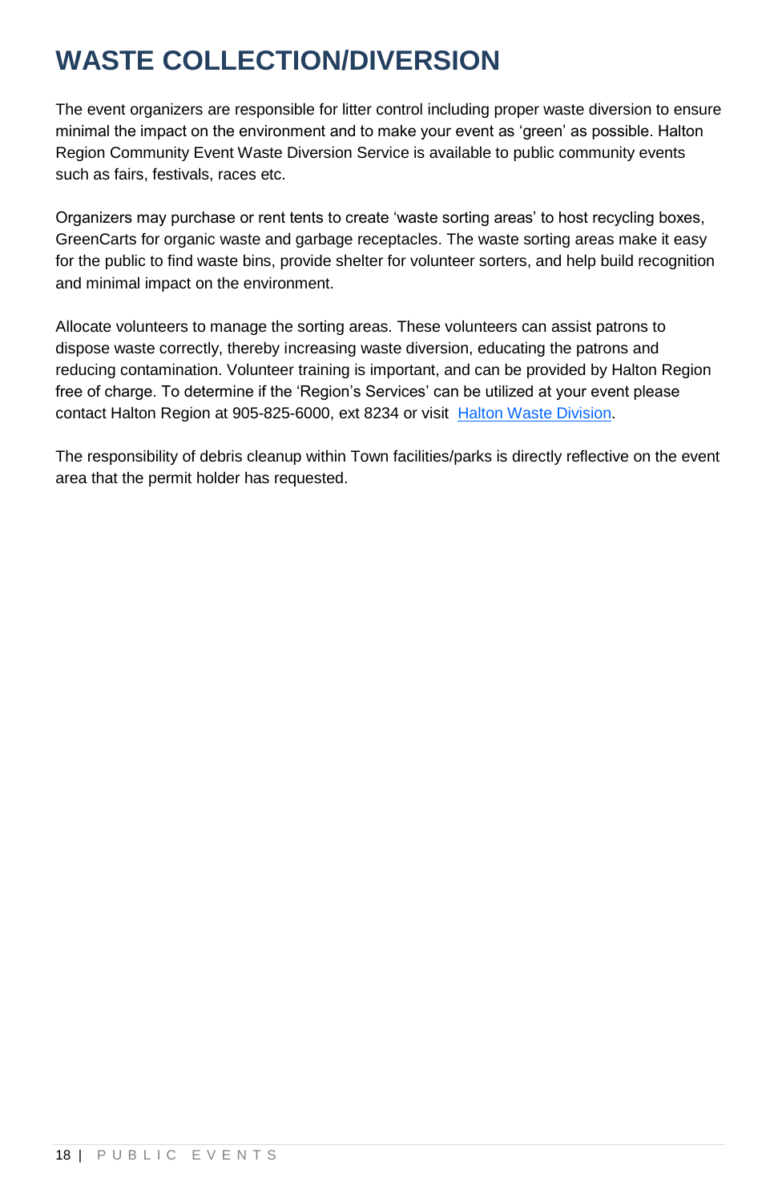# WASTE COLLECTION/DIVERSION

The event organizers are responsible for litter control including proper waste diversion to ensure minimal the impact on the environment and to make your event as 'green' as possible. Halton Region Community Event Waste Diversion Service is available to public community events such as fairs, festivals, races etc.

Organizers may purchase or rent tents to create 'waste sorting areas' to host recycling boxes, GreenCarts for organic waste and garbage receptacles. The waste sorting areas make it easy for the public to find waste bins, provide shelter for volunteer sorters, and help build recognition and minimal impact on the environment.

Allocate volunteers to manage the sorting areas. These volunteers can assist patrons to dispose waste correctly, thereby increasing waste diversion, educating the patrons and reducing contamination. Volunteer training is important, and can be provided by Halton Region free of charge. To determine if the 'Region's Services' can be utilized at your event please contact Halton Region at 905-825-6000, ext 8234 or visit Halton Waste Division.

The responsibility of debris cleanup within Town facilities/parks is directly reflective on the event area that the permit holder has requested.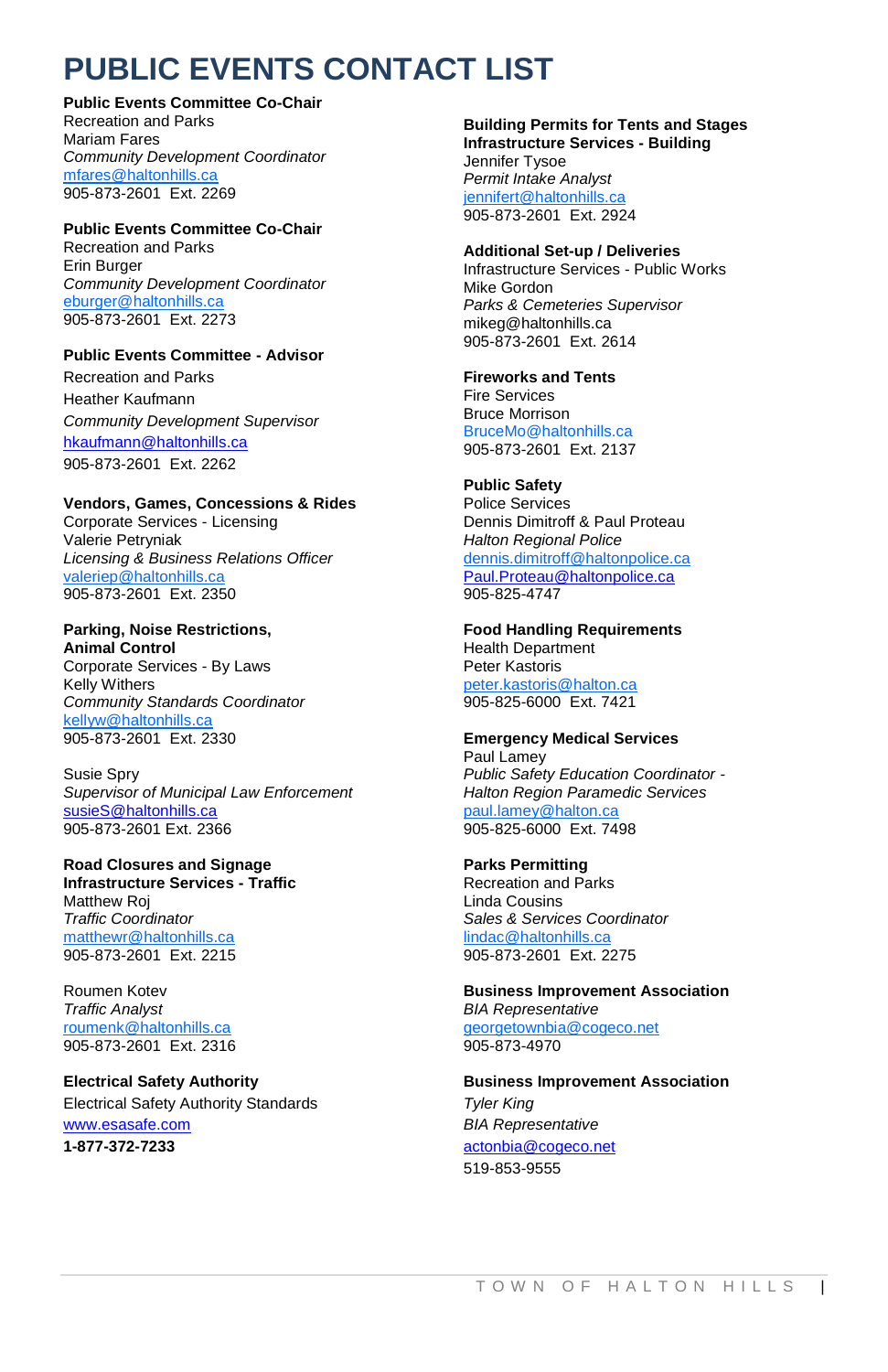# PUBLIC EVENTS CONTACT LIST

**Public Events Committee Co-Chair**
Recreation and Parks
Mariam Fares
*Community Development Coordinator*
mfares@haltonhills.ca
905-873-2601 Ext. 2269

**Public Events Committee Co-Chair**
Recreation and Parks
Erin Burger
*Community Development Coordinator*
eburger@haltonhills.ca
905-873-2601 Ext. 2273

**Public Events Committee - Advisor**
Recreation and Parks
Heather Kaufmann
*Community Development Supervisor*
hkaufmann@haltonhills.ca
905-873-2601 Ext. 2262

**Vendors, Games, Concessions & Rides**
Corporate Services - Licensing
Valerie Petryniak
*Licensing & Business Relations Officer*
valeriep@haltonhills.ca
905-873-2601 Ext. 2350

**Parking, Noise Restrictions, Animal Control**
Corporate Services - By Laws
Kelly Withers
*Community Standards Coordinator*
kellyw@haltonhills.ca
905-873-2601 Ext. 2330

Susie Spry
*Supervisor of Municipal Law Enforcement*
susieS@haltonhills.ca
905-873-2601 Ext. 2366

**Road Closures and Signage**
**Infrastructure Services - Traffic**
Matthew Roj
*Traffic Coordinator*
matthewr@haltonhills.ca
905-873-2601 Ext. 2215

Roumen Kotev
*Traffic Analyst*
roumenk@haltonhills.ca
905-873-2601 Ext. 2316

**Electrical Safety Authority**
Electrical Safety Authority Standards
www.esasafe.com
**1-877-372-7233**

**Building Permits for Tents and Stages**
**Infrastructure Services - Building**
Jennifer Tysoe
*Permit Intake Analyst*
jennifert@haltonhills.ca
905-873-2601 Ext. 2924

**Additional Set-up / Deliveries**
Infrastructure Services - Public Works
Mike Gordon
*Parks & Cemeteries Supervisor*
mikeg@haltonhills.ca
905-873-2601 Ext. 2614

**Fireworks and Tents**
Fire Services
Bruce Morrison
BruceMo@haltonhills.ca
905-873-2601 Ext. 2137

**Public Safety**
Police Services
Dennis Dimitroff & Paul Proteau
*Halton Regional Police*
dennis.dimitroff@haltonpolice.ca
Paul.Proteau@haltonpolice.ca
905-825-4747

**Food Handling Requirements**
Health Department
Peter Kastoris
peter.kastoris@halton.ca
905-825-6000 Ext. 7421

**Emergency Medical Services**
Paul Lamey
*Public Safety Education Coordinator - Halton Region Paramedic Services*
paul.lamey@halton.ca
905-825-6000 Ext. 7498

**Parks Permitting**
Recreation and Parks
Linda Cousins
*Sales & Services Coordinator*
lindac@haltonhills.ca
905-873-2601 Ext. 2275

**Business Improvement Association**
*BIA Representative*
georgetownbia@cogeco.net
905-873-4970

**Business Improvement Association**
*Tyler King*
*BIA Representative*
actonbia@cogeco.net
519-853-9555